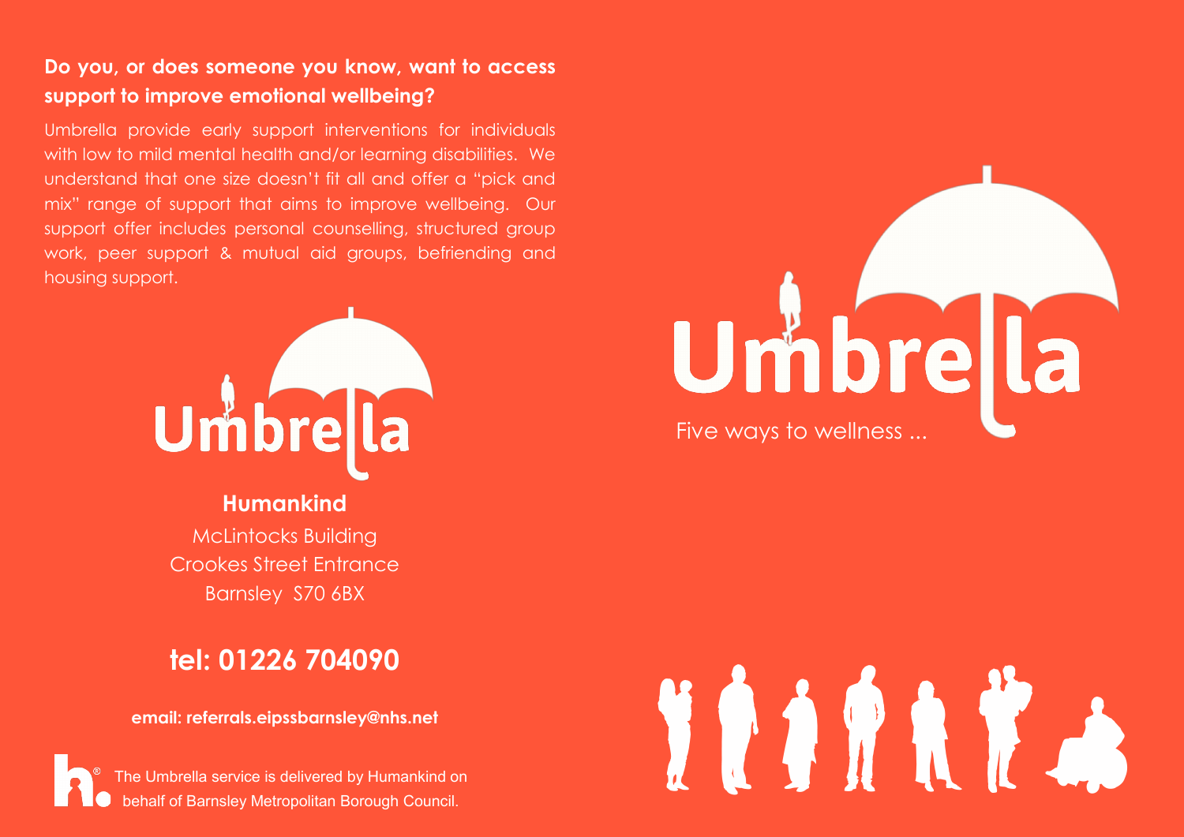**Do you, or does someone you know, want to access support to improve emotional wellbeing?**

Umbrella provide early support interventions for individuals with low to mild mental health and/or learning disabilities. We understand that one size doesn't fit all and offer a "pick and mix" range of support that aims to improve wellbeing. Our support offer includes personal counselling, structured group work, peer support & mutual aid groups, befriending and housing support.

Umbrella

**Humankind**

McLintocks Building
Crookes Street Entrance
Barnsley S70 6BX

## tel: 01226 704090

**email: referrals.eipssbarnsley@nhs.net**

The Umbrella service is delivered by Humankind on behalf of Barnsley Metropolitan Borough Council.

# Umbrella

Five ways to wellness ...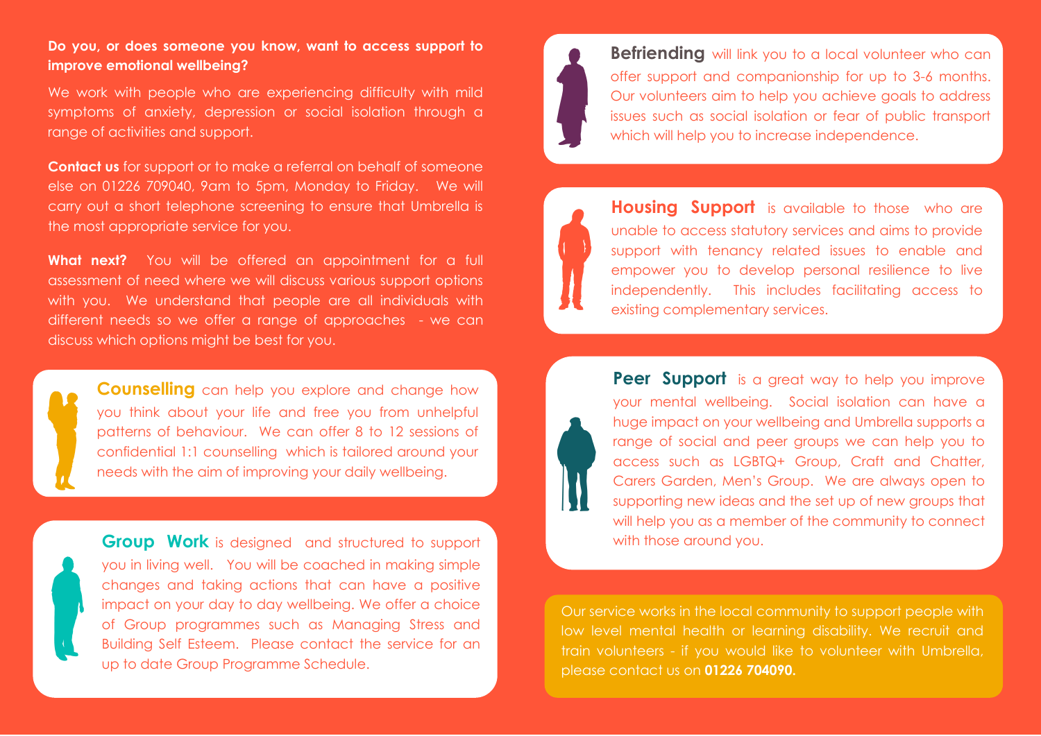**Do you, or does someone you know, want to access support to improve emotional wellbeing?**

We work with people who are experiencing difficulty with mild symptoms of anxiety, depression or social isolation through a range of activities and support.

**Contact us** for support or to make a referral on behalf of someone else on 01226 709040, 9am to 5pm, Monday to Friday. We will carry out a short telephone screening to ensure that Umbrella is the most appropriate service for you.

**What next?** You will be offered an appointment for a full assessment of need where we will discuss various support options with you. We understand that people are all individuals with different needs so we offer a range of approaches - we can discuss which options might be best for you.

**Counselling** can help you explore and change how you think about your life and free you from unhelpful patterns of behaviour. We can offer 8 to 12 sessions of confidential 1:1 counselling which is tailored around your needs with the aim of improving your daily wellbeing.

**Group Work** is designed and structured to support you in living well. You will be coached in making simple changes and taking actions that can have a positive impact on your day to day wellbeing. We offer a choice of Group programmes such as Managing Stress and Building Self Esteem. Please contact the service for an up to date Group Programme Schedule.

**Befriending** will link you to a local volunteer who can offer support and companionship for up to 3-6 months. Our volunteers aim to help you achieve goals to address issues such as social isolation or fear of public transport which will help you to increase independence.

**Housing Support** is available to those who are unable to access statutory services and aims to provide support with tenancy related issues to enable and empower you to develop personal resilience to live independently. This includes facilitating access to existing complementary services.

**Peer Support** is a great way to help you improve your mental wellbeing. Social isolation can have a huge impact on your wellbeing and Umbrella supports a range of social and peer groups we can help you to access such as LGBTQ+ Group, Craft and Chatter, Carers Garden, Men's Group. We are always open to supporting new ideas and the set up of new groups that will help you as a member of the community to connect with those around you.

Our service works in the local community to support people with low level mental health or learning disability. We recruit and train volunteers - if you would like to volunteer with Umbrella, please contact us on **01226 704090.**